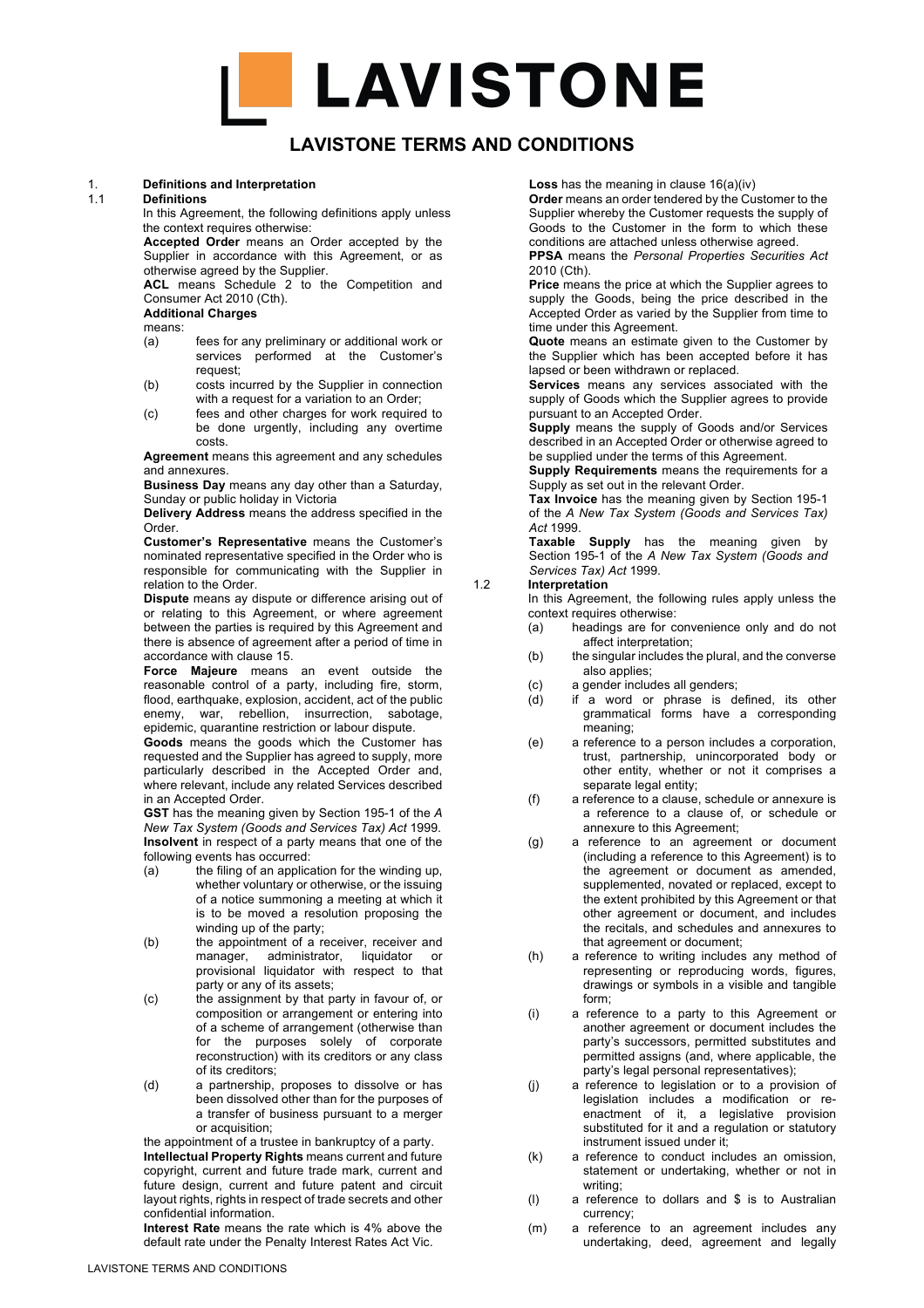# LAVISTONE

## LAVISTONE TERMS AND CONDITIONS

### 1. Definitions and Interpretation

#### 1.1 Definitions

In this Agreement, the following definitions apply unless the context requires otherwise:

**Accepted Order** means an Order accepted by the Supplier in accordance with this Agreement, or as otherwise agreed by the Supplier.

**ACL** means Schedule 2 to the Competition and Consumer Act 2010 (Cth).

**Additional Charges**

means:

(a) fees for any preliminary or additional work or services performed at the Customer's request;

(b) costs incurred by the Supplier in connection with a request for a variation to an Order;

(c) fees and other charges for work required to be done urgently, including any overtime costs.

**Agreement** means this agreement and any schedules and annexures.

**Business Day** means any day other than a Saturday, Sunday or public holiday in Victoria

**Delivery Address** means the address specified in the Order.

**Customer's Representative** means the Customer's nominated representative specified in the Order who is responsible for communicating with the Supplier in relation to the Order.

**Dispute** means ay dispute or difference arising out of or relating to this Agreement, or where agreement between the parties is required by this Agreement and there is absence of agreement after a period of time in accordance with clause 15.

**Force Majeure** means an event outside the reasonable control of a party, including fire, storm, flood, earthquake, explosion, accident, act of the public enemy, war, rebellion, insurrection, sabotage, epidemic, quarantine restriction or labour dispute.

**Goods** means the goods which the Customer has requested and the Supplier has agreed to supply, more particularly described in the Accepted Order and, where relevant, include any related Services described in an Accepted Order.

**GST** has the meaning given by Section 195-1 of the *A New Tax System (Goods and Services Tax) Act* 1999.

**Insolvent** in respect of a party means that one of the following events has occurred:

(a) the filing of an application for the winding up, whether voluntary or otherwise, or the issuing of a notice summoning a meeting at which it is to be moved a resolution proposing the winding up of the party;

(b) the appointment of a receiver, receiver and manager, administrator, liquidator or provisional liquidator with respect to that party or any of its assets;

(c) the assignment by that party in favour of, or composition or arrangement or entering into of a scheme of arrangement (otherwise than for the purposes solely of corporate reconstruction) with its creditors or any class of its creditors;

(d) a partnership, proposes to dissolve or has been dissolved other than for the purposes of a transfer of business pursuant to a merger or acquisition;

the appointment of a trustee in bankruptcy of a party.

**Intellectual Property Rights** means current and future copyright, current and future trade mark, current and future design, current and future patent and circuit layout rights, rights in respect of trade secrets and other confidential information.

**Interest Rate** means the rate which is 4% above the default rate under the Penalty Interest Rates Act Vic.

**Loss** has the meaning in clause 16(a)(iv)

**Order** means an order tendered by the Customer to the Supplier whereby the Customer requests the supply of Goods to the Customer in the form to which these conditions are attached unless otherwise agreed.

**PPSA** means the *Personal Properties Securities Act* 2010 (Cth).

**Price** means the price at which the Supplier agrees to supply the Goods, being the price described in the Accepted Order as varied by the Supplier from time to time under this Agreement.

**Quote** means an estimate given to the Customer by the Supplier which has been accepted before it has lapsed or been withdrawn or replaced.

**Services** means any services associated with the supply of Goods which the Supplier agrees to provide pursuant to an Accepted Order.

**Supply** means the supply of Goods and/or Services described in an Accepted Order or otherwise agreed to be supplied under the terms of this Agreement.

**Supply Requirements** means the requirements for a Supply as set out in the relevant Order.

**Tax Invoice** has the meaning given by Section 195-1 of the *A New Tax System (Goods and Services Tax) Act* 1999.

**Taxable Supply** has the meaning given by Section 195-1 of the *A New Tax System (Goods and Services Tax) Act* 1999.

#### 1.2 Interpretation

In this Agreement, the following rules apply unless the context requires otherwise:

(a) headings are for convenience only and do not affect interpretation;

(b) the singular includes the plural, and the converse also applies;

(c) a gender includes all genders;

(d) if a word or phrase is defined, its other grammatical forms have a corresponding meaning;

(e) a reference to a person includes a corporation, trust, partnership, unincorporated body or other entity, whether or not it comprises a separate legal entity;

(f) a reference to a clause, schedule or annexure is a reference to a clause of, or schedule or annexure to this Agreement;

(g) a reference to an agreement or document (including a reference to this Agreement) is to the agreement or document as amended, supplemented, novated or replaced, except to the extent prohibited by this Agreement or that other agreement or document, and includes the recitals, and schedules and annexures to that agreement or document;

(h) a reference to writing includes any method of representing or reproducing words, figures, drawings or symbols in a visible and tangible form;

(i) a reference to a party to this Agreement or another agreement or document includes the party's successors, permitted substitutes and permitted assigns (and, where applicable, the party's legal personal representatives);

(j) a reference to legislation or to a provision of legislation includes a modification or re-enactment of it, a legislative provision substituted for it and a regulation or statutory instrument issued under it;

(k) a reference to conduct includes an omission, statement or undertaking, whether or not in writing;

(l) a reference to dollars and $ is to Australian currency;

(m) a reference to an agreement includes any undertaking, deed, agreement and legally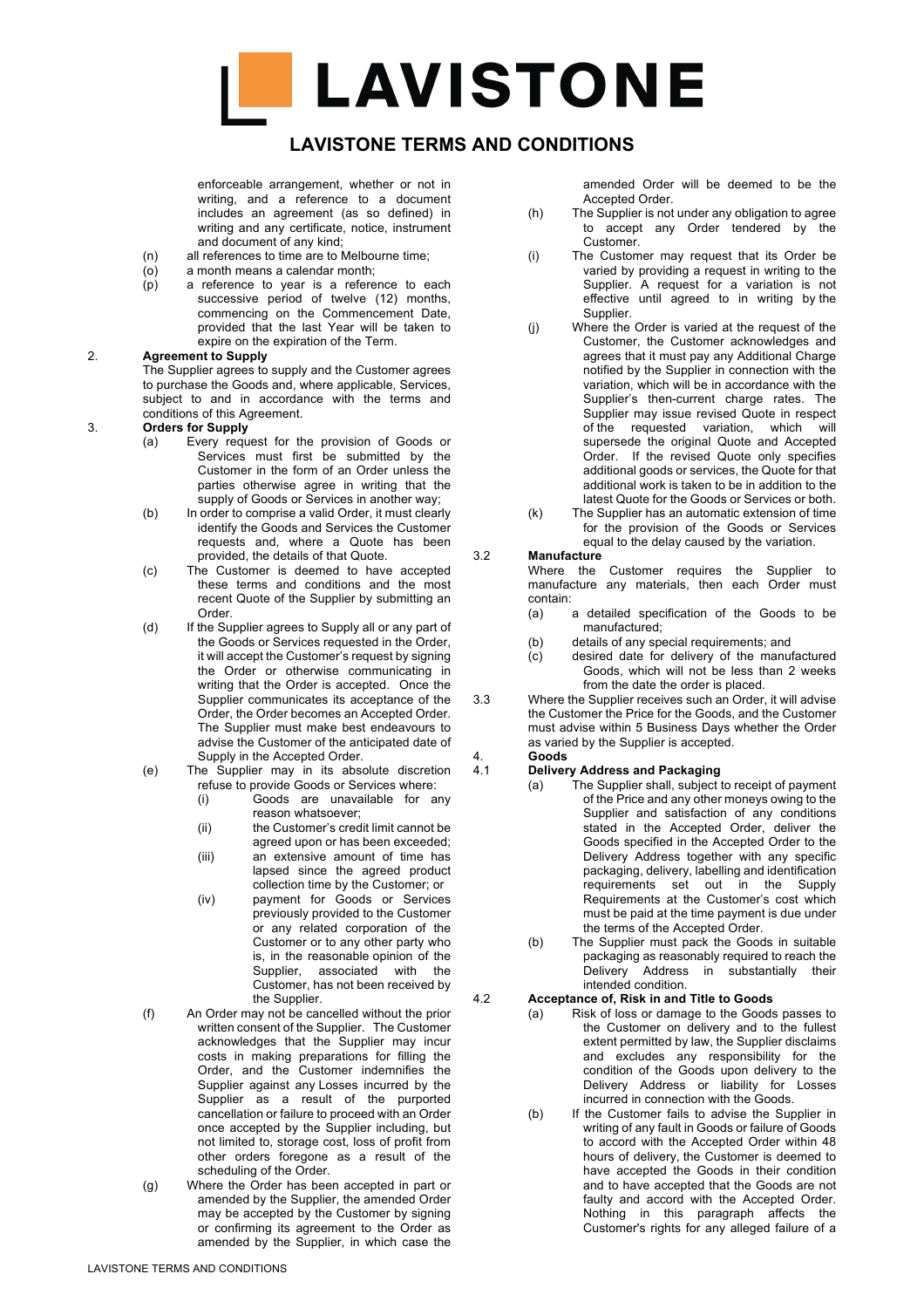enforceable arrangement, whether or not in writing, and a reference to a document includes an agreement (as so defined) in writing and any certificate, notice, instrument and document of any kind;

(n) all references to time are to Melbourne time;

(o) a month means a calendar month;

(p) a reference to year is a reference to each successive period of twelve (12) months, commencing on the Commencement Date, provided that the last Year will be taken to expire on the expiration of the Term.

2. **Agreement to Supply**

The Supplier agrees to supply and the Customer agrees to purchase the Goods and, where applicable, Services, subject to and in accordance with the terms and conditions of this Agreement.

3. **Orders for Supply**

(a) Every request for the provision of Goods or Services must first be submitted by the Customer in the form of an Order unless the parties otherwise agree in writing that the supply of Goods or Services in another way;

(b) In order to comprise a valid Order, it must clearly identify the Goods and Services the Customer requests and, where a Quote has been provided, the details of that Quote.

(c) The Customer is deemed to have accepted these terms and conditions and the most recent Quote of the Supplier by submitting an Order.

(d) If the Supplier agrees to Supply all or any part of the Goods or Services requested in the Order, it will accept the Customer's request by signing the Order or otherwise communicating in writing that the Order is accepted. Once the Supplier communicates its acceptance of the Order, the Order becomes an Accepted Order. The Supplier must make best endeavours to advise the Customer of the anticipated date of Supply in the Accepted Order.

(e) The Supplier may in its absolute discretion refuse to provide Goods or Services where:

(i) Goods are unavailable for any reason whatsoever;

(ii) the Customer's credit limit cannot be agreed upon or has been exceeded;

(iii) an extensive amount of time has lapsed since the agreed product collection time by the Customer; or

(iv) payment for Goods or Services previously provided to the Customer or any related corporation of the Customer or to any other party who is, in the reasonable opinion of the Supplier, associated with the Customer, has not been received by the Supplier.

(f) An Order may not be cancelled without the prior written consent of the Supplier. The Customer acknowledges that the Supplier may incur costs in making preparations for filling the Order, and the Customer indemnifies the Supplier against any Losses incurred by the Supplier as a result of the purported cancellation or failure to proceed with an Order once accepted by the Supplier including, but not limited to, storage cost, loss of profit from other orders foregone as a result of the scheduling of the Order.

(g) Where the Order has been accepted in part or amended by the Supplier, the amended Order may be accepted by the Customer by signing or confirming its agreement to the Order as amended by the Supplier, in which case the amended Order will be deemed to be the Accepted Order.

(h) The Supplier is not under any obligation to agree to accept any Order tendered by the Customer.

(i) The Customer may request that its Order be varied by providing a request in writing to the Supplier. A request for a variation is not effective until agreed to in writing by the Supplier.

(j) Where the Order is varied at the request of the Customer, the Customer acknowledges and agrees that it must pay any Additional Charge notified by the Supplier in connection with the variation, which will be in accordance with the Supplier's then-current charge rates. The Supplier may issue revised Quote in respect of the requested variation, which will supersede the original Quote and Accepted Order. If the revised Quote only specifies additional goods or services, the Quote for that additional work is taken to be in addition to the latest Quote for the Goods or Services or both.

(k) The Supplier has an automatic extension of time for the provision of the Goods or Services equal to the delay caused by the variation.

3.2 **Manufacture**

Where the Customer requires the Supplier to manufacture any materials, then each Order must contain:

(a) a detailed specification of the Goods to be manufactured;

(b) details of any special requirements; and

(c) desired date for delivery of the manufactured Goods, which will not be less than 2 weeks from the date the order is placed.

3.3 Where the Supplier receives such an Order, it will advise the Customer the Price for the Goods, and the Customer must advise within 5 Business Days whether the Order as varied by the Supplier is accepted.

4. **Goods**

4.1 **Delivery Address and Packaging**

(a) The Supplier shall, subject to receipt of payment of the Price and any other moneys owing to the Supplier and satisfaction of any conditions stated in the Accepted Order, deliver the Goods specified in the Accepted Order to the Delivery Address together with any specific packaging, delivery, labelling and identification requirements set out in the Supply Requirements at the Customer's cost which must be paid at the time payment is due under the terms of the Accepted Order.

(b) The Supplier must pack the Goods in suitable packaging as reasonably required to reach the Delivery Address in substantially their intended condition.

4.2 **Acceptance of, Risk in and Title to Goods**

(a) Risk of loss or damage to the Goods passes to the Customer on delivery and to the fullest extent permitted by law, the Supplier disclaims and excludes any responsibility for the condition of the Goods upon delivery to the Delivery Address or liability for Losses incurred in connection with the Goods.

(b) If the Customer fails to advise the Supplier in writing of any fault in Goods or failure of Goods to accord with the Accepted Order within 48 hours of delivery, the Customer is deemed to have accepted the Goods in their condition and to have accepted that the Goods are not faulty and accord with the Accepted Order. Nothing in this paragraph affects the Customer's rights for any alleged failure of a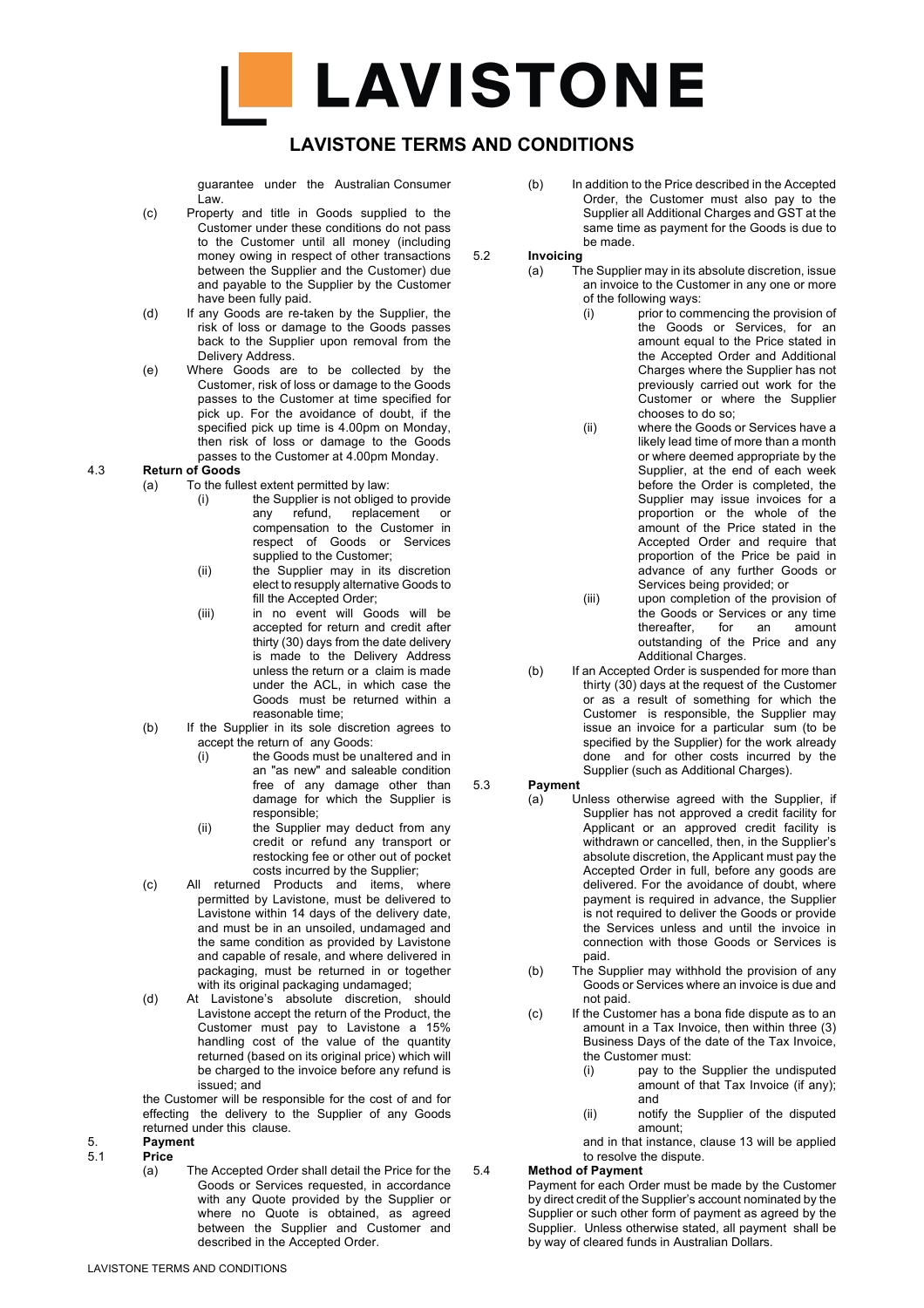guarantee under the Australian Consumer Law.

(c) Property and title in Goods supplied to the Customer under these conditions do not pass to the Customer until all money (including money owing in respect of other transactions between the Supplier and the Customer) due and payable to the Supplier by the Customer have been fully paid.

(d) If any Goods are re-taken by the Supplier, the risk of loss or damage to the Goods passes back to the Supplier upon removal from the Delivery Address.

(e) Where Goods are to be collected by the Customer, risk of loss or damage to the Goods passes to the Customer at time specified for pick up. For the avoidance of doubt, if the specified pick up time is 4.00pm on Monday, then risk of loss or damage to the Goods passes to the Customer at 4.00pm Monday.

**4.3 Return of Goods**

(a) To the fullest extent permitted by law:

(i) the Supplier is not obliged to provide any refund, replacement or compensation to the Customer in respect of Goods or Services supplied to the Customer;

(ii) the Supplier may in its discretion elect to resupply alternative Goods to fill the Accepted Order;

(iii) in no event will Goods will be accepted for return and credit after thirty (30) days from the date delivery is made to the Delivery Address unless the return or a claim is made under the ACL, in which case the Goods must be returned within a reasonable time;

(b) If the Supplier in its sole discretion agrees to accept the return of any Goods:

(i) the Goods must be unaltered and in an "as new" and saleable condition free of any damage other than damage for which the Supplier is responsible;

(ii) the Supplier may deduct from any credit or refund any transport or restocking fee or other out of pocket costs incurred by the Supplier;

(c) All returned Products and items, where permitted by Lavistone, must be delivered to Lavistone within 14 days of the delivery date, and must be in an unsoiled, undamaged and the same condition as provided by Lavistone and capable of resale, and where delivered in packaging, must be returned in or together with its original packaging undamaged;

(d) At Lavistone's absolute discretion, should Lavistone accept the return of the Product, the Customer must pay to Lavistone a 15% handling cost of the value of the quantity returned (based on its original price) which will be charged to the invoice before any refund is issued; and

the Customer will be responsible for the cost of and for effecting the delivery to the Supplier of any Goods returned under this clause.

**5. Payment**

**5.1 Price**

(a) The Accepted Order shall detail the Price for the Goods or Services requested, in accordance with any Quote provided by the Supplier or where no Quote is obtained, as agreed between the Supplier and Customer and described in the Accepted Order.

(b) In addition to the Price described in the Accepted Order, the Customer must also pay to the Supplier all Additional Charges and GST at the same time as payment for the Goods is due to be made.

**5.2 Invoicing**

(a) The Supplier may in its absolute discretion, issue an invoice to the Customer in any one or more of the following ways:

(i) prior to commencing the provision of the Goods or Services, for an amount equal to the Price stated in the Accepted Order and Additional Charges where the Supplier has not previously carried out work for the Customer or where the Supplier chooses to do so;

(ii) where the Goods or Services have a likely lead time of more than a month or where deemed appropriate by the Supplier, at the end of each week before the Order is completed, the Supplier may issue invoices for a proportion or the whole of the amount of the Price stated in the Accepted Order and require that proportion of the Price be paid in advance of any further Goods or Services being provided; or

(iii) upon completion of the provision of the Goods or Services or any time thereafter, for an amount outstanding of the Price and any Additional Charges.

(b) If an Accepted Order is suspended for more than thirty (30) days at the request of the Customer or as a result of something for which the Customer is responsible, the Supplier may issue an invoice for a particular sum (to be specified by the Supplier) for the work already done and for other costs incurred by the Supplier (such as Additional Charges).

**5.3 Payment**

(a) Unless otherwise agreed with the Supplier, if Supplier has not approved a credit facility for Applicant or an approved credit facility is withdrawn or cancelled, then, in the Supplier's absolute discretion, the Applicant must pay the Accepted Order in full, before any goods are delivered. For the avoidance of doubt, where payment is required in advance, the Supplier is not required to deliver the Goods or provide the Services unless and until the invoice in connection with those Goods or Services is paid.

(b) The Supplier may withhold the provision of any Goods or Services where an invoice is due and not paid.

(c) If the Customer has a bona fide dispute as to an amount in a Tax Invoice, then within three (3) Business Days of the date of the Tax Invoice, the Customer must:

(i) pay to the Supplier the undisputed amount of that Tax Invoice (if any); and

(ii) notify the Supplier of the disputed amount;

and in that instance, clause 13 will be applied to resolve the dispute.

**5.4 Method of Payment**

Payment for each Order must be made by the Customer by direct credit of the Supplier's account nominated by the Supplier or such other form of payment as agreed by the Supplier. Unless otherwise stated, all payment shall be by way of cleared funds in Australian Dollars.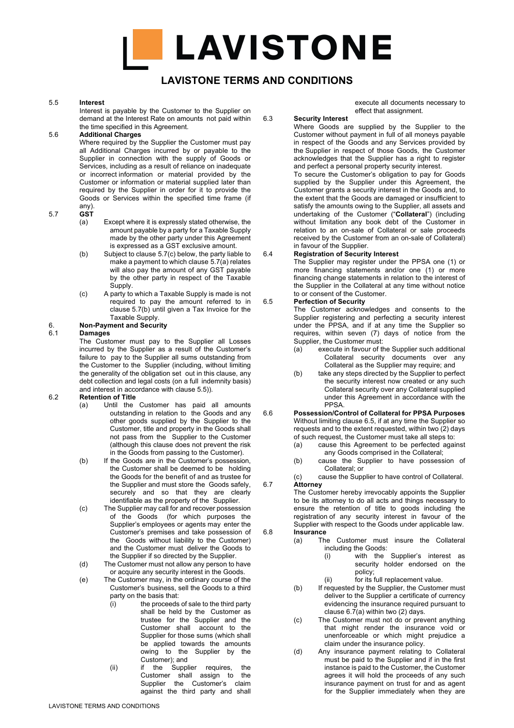# LAVISTONE TERMS AND CONDITIONS

5.5 **Interest**

Interest is payable by the Customer to the Supplier on demand at the Interest Rate on amounts not paid within the time specified in this Agreement.

5.6 **Additional Charges**

Where required by the Supplier the Customer must pay all Additional Charges incurred by or payable to the Supplier in connection with the supply of Goods or Services, including as a result of reliance on inadequate or incorrect information or material provided by the Customer or information or material supplied later than required by the Supplier in order for it to provide the Goods or Services within the specified time frame (if any).

5.7 **GST**

(a) Except where it is expressly stated otherwise, the amount payable by a party for a Taxable Supply made by the other party under this Agreement is expressed as a GST exclusive amount.

(b) Subject to clause 5.7(c) below, the party liable to make a payment to which clause 5.7(a) relates will also pay the amount of any GST payable by the other party in respect of the Taxable Supply.

(c) A party to which a Taxable Supply is made is not required to pay the amount referred to in clause 5.7(b) until given a Tax Invoice for the Taxable Supply.

## 6. Non-Payment and Security

6.1 **Damages**

The Customer must pay to the Supplier all Losses incurred by the Supplier as a result of the Customer's failure to pay to the Supplier all sums outstanding from the Customer to the Supplier (including, without limiting the generality of the obligation set out in this clause, any debt collection and legal costs (on a full indemnity basis) and interest in accordance with clause 5.5)).

6.2 **Retention of Title**

(a) Until the Customer has paid all amounts outstanding in relation to the Goods and any other goods supplied by the Supplier to the Customer, title and property in the Goods shall not pass from the Supplier to the Customer (although this clause does not prevent the risk in the Goods from passing to the Customer).

(b) If the Goods are in the Customer's possession, the Customer shall be deemed to be holding the Goods for the benefit of and as trustee for the Supplier and must store the Goods safely, securely and so that they are clearly identifiable as the property of the Supplier.

(c) The Supplier may call for and recover possession of the Goods (for which purposes the Supplier's employees or agents may enter the Customer's premises and take possession of the Goods without liability to the Customer) and the Customer must deliver the Goods to the Supplier if so directed by the Supplier.

(d) The Customer must not allow any person to have or acquire any security interest in the Goods.

(e) The Customer may, in the ordinary course of the Customer's business, sell the Goods to a third party on the basis that:

(i) the proceeds of sale to the third party shall be held by the Customer as trustee for the Supplier and the Customer shall account to the Supplier for those sums (which shall be applied towards the amounts owing to the Supplier by the Customer); and

(ii) if the Supplier requires, the Customer shall assign to the Supplier the Customer's claim against the third party and shall execute all documents necessary to effect that assignment.

6.3 **Security Interest**

Where Goods are supplied by the Supplier to the Customer without payment in full of all moneys payable in respect of the Goods and any Services provided by the Supplier in respect of those Goods, the Customer acknowledges that the Supplier has a right to register and perfect a personal property security interest.

To secure the Customer's obligation to pay for Goods supplied by the Supplier under this Agreement, the Customer grants a security interest in the Goods and, to the extent that the Goods are damaged or insufficient to satisfy the amounts owing to the Supplier, all assets and undertaking of the Customer ("**Collateral**") (including without limitation any book debt of the Customer in relation to an on-sale of Collateral or sale proceeds received by the Customer from an on-sale of Collateral) in favour of the Supplier.

6.4 **Registration of Security Interest**

The Supplier may register under the PPSA one (1) or more financing statements and/or one (1) or more financing change statements in relation to the interest of the Supplier in the Collateral at any time without notice to or consent of the Customer.

6.5 **Perfection of Security**

The Customer acknowledges and consents to the Supplier registering and perfecting a security interest under the PPSA, and if at any time the Supplier so requires, within seven (7) days of notice from the Supplier, the Customer must:

(a) execute in favour of the Supplier such additional Collateral security documents over any Collateral as the Supplier may require; and

(b) take any steps directed by the Supplier to perfect the security interest now created or any such Collateral security over any Collateral supplied under this Agreement in accordance with the PPSA.

6.6 **Possession/Control of Collateral for PPSA Purposes**

Without limiting clause 6.5, if at any time the Supplier so requests and to the extent requested, within two (2) days of such request, the Customer must take all steps to:

(a) cause this Agreement to be perfected against any Goods comprised in the Collateral;

(b) cause the Supplier to have possession of Collateral; or

(c) cause the Supplier to have control of Collateral.

6.7 **Attorney**

The Customer hereby irrevocably appoints the Supplier to be its attorney to do all acts and things necessary to ensure the retention of title to goods including the registration of any security interest in favour of the Supplier with respect to the Goods under applicable law.

6.8 **Insurance**

(a) The Customer must insure the Collateral including the Goods:

(i) with the Supplier's interest as security holder endorsed on the policy;

(ii) for its full replacement value.

(b) If requested by the Supplier, the Customer must deliver to the Supplier a certificate of currency evidencing the insurance required pursuant to clause 6.7(a) within two (2) days.

(c) The Customer must not do or prevent anything that might render the insurance void or unenforceable or which might prejudice a claim under the insurance policy.

(d) Any insurance payment relating to Collateral must be paid to the Supplier and if in the first instance is paid to the Customer, the Customer agrees it will hold the proceeds of any such insurance payment on trust for and as agent for the Supplier immediately when they are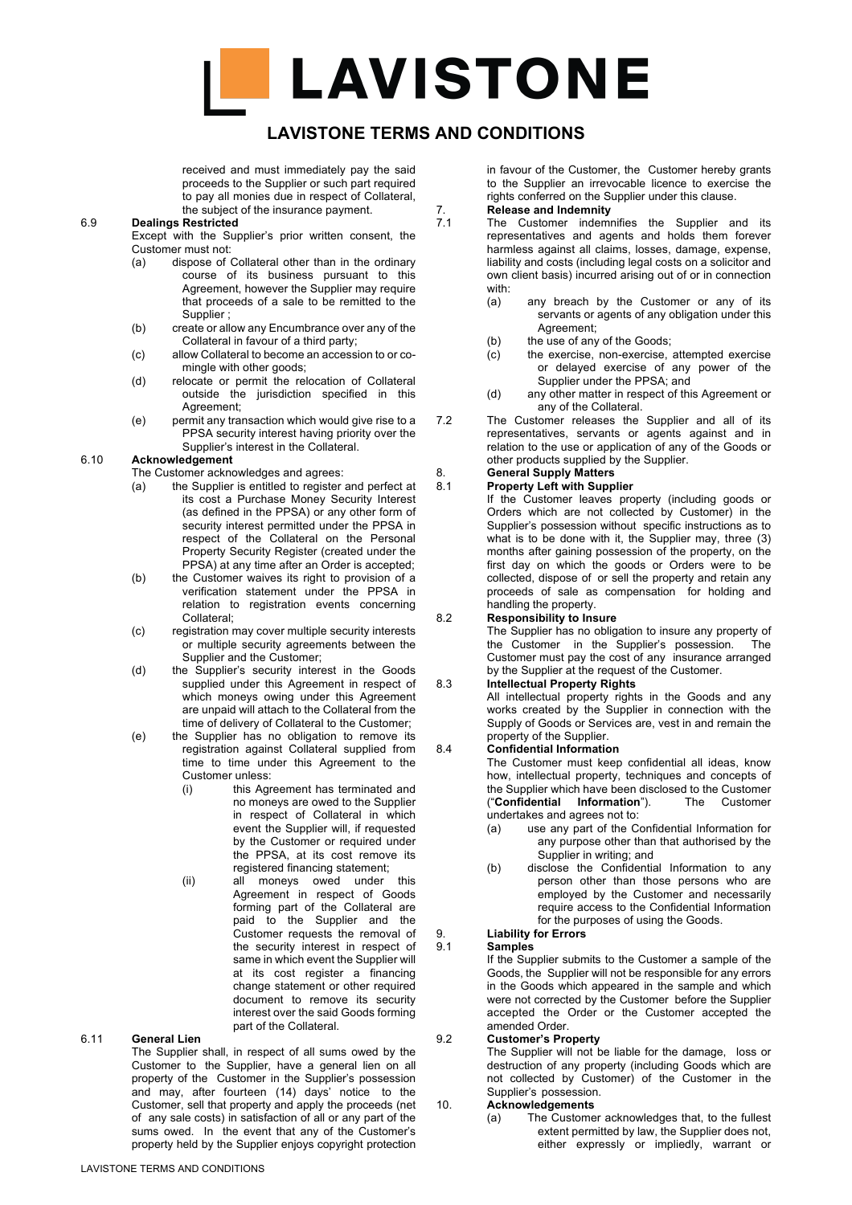received and must immediately pay the said proceeds to the Supplier or such part required to pay all monies due in respect of Collateral, the subject of the insurance payment.

**6.9 Dealings Restricted**

Except with the Supplier's prior written consent, the Customer must not:

(a) dispose of Collateral other than in the ordinary course of its business pursuant to this Agreement, however the Supplier may require that proceeds of a sale to be remitted to the Supplier ;

(b) create or allow any Encumbrance over any of the Collateral in favour of a third party;

(c) allow Collateral to become an accession to or co-mingle with other goods;

(d) relocate or permit the relocation of Collateral outside the jurisdiction specified in this Agreement;

(e) permit any transaction which would give rise to a PPSA security interest having priority over the Supplier's interest in the Collateral.

**6.10 Acknowledgement**

The Customer acknowledges and agrees:

(a) the Supplier is entitled to register and perfect at its cost a Purchase Money Security Interest (as defined in the PPSA) or any other form of security interest permitted under the PPSA in respect of the Collateral on the Personal Property Security Register (created under the PPSA) at any time after an Order is accepted;

(b) the Customer waives its right to provision of a verification statement under the PPSA in relation to registration events concerning Collateral;

(c) registration may cover multiple security interests or multiple security agreements between the Supplier and the Customer;

(d) the Supplier's security interest in the Goods supplied under this Agreement in respect of which moneys owing under this Agreement are unpaid will attach to the Collateral from the time of delivery of Collateral to the Customer;

(e) the Supplier has no obligation to remove its registration against Collateral supplied from time to time under this Agreement to the Customer unless:

(i) this Agreement has terminated and no moneys are owed to the Supplier in respect of Collateral in which event the Supplier will, if requested by the Customer or required under the PPSA, at its cost remove its registered financing statement;

(ii) all moneys owed under this Agreement in respect of Goods forming part of the Collateral are paid to the Supplier and the Customer requests the removal of the security interest in respect of same in which event the Supplier will at its cost register a financing change statement or other required document to remove its security interest over the said Goods forming part of the Collateral.

**6.11 General Lien**

The Supplier shall, in respect of all sums owed by the Customer to the Supplier, have a general lien on all property of the Customer in the Supplier's possession and may, after fourteen (14) days' notice to the Customer, sell that property and apply the proceeds (net of any sale costs) in satisfaction of all or any part of the sums owed. In the event that any of the Customer's property held by the Supplier enjoys copyright protection in favour of the Customer, the Customer hereby grants to the Supplier an irrevocable licence to exercise the rights conferred on the Supplier under this clause.

**7. Release and Indemnity**

7.1 The Customer indemnifies the Supplier and its representatives and agents and holds them forever harmless against all claims, losses, damage, expense, liability and costs (including legal costs on a solicitor and own client basis) incurred arising out of or in connection with:

(a) any breach by the Customer or any of its servants or agents of any obligation under this Agreement;

(b) the use of any of the Goods;

(c) the exercise, non-exercise, attempted exercise or delayed exercise of any power of the Supplier under the PPSA; and

(d) any other matter in respect of this Agreement or any of the Collateral.

7.2 The Customer releases the Supplier and all of its representatives, servants or agents against and in relation to the use or application of any of the Goods or other products supplied by the Supplier.

**8. General Supply Matters**

**8.1 Property Left with Supplier**

If the Customer leaves property (including goods or Orders which are not collected by Customer) in the Supplier's possession without specific instructions as to what is to be done with it, the Supplier may, three (3) months after gaining possession of the property, on the first day on which the goods or Orders were to be collected, dispose of or sell the property and retain any proceeds of sale as compensation for holding and handling the property.

**8.2 Responsibility to Insure**

The Supplier has no obligation to insure any property of the Customer in the Supplier's possession. The Customer must pay the cost of any insurance arranged by the Supplier at the request of the Customer.

**8.3 Intellectual Property Rights**

All intellectual property rights in the Goods and any works created by the Supplier in connection with the Supply of Goods or Services are, vest in and remain the property of the Supplier.

**8.4 Confidential Information**

The Customer must keep confidential all ideas, know how, intellectual property, techniques and concepts of the Supplier which have been disclosed to the Customer ("**Confidential Information**"). The Customer undertakes and agrees not to:

(a) use any part of the Confidential Information for any purpose other than that authorised by the Supplier in writing; and

(b) disclose the Confidential Information to any person other than those persons who are employed by the Customer and necessarily require access to the Confidential Information for the purposes of using the Goods.

**9. Liability for Errors**

**9.1 Samples**

If the Supplier submits to the Customer a sample of the Goods, the Supplier will not be responsible for any errors in the Goods which appeared in the sample and which were not corrected by the Customer before the Supplier accepted the Order or the Customer accepted the amended Order.

**9.2 Customer's Property**

The Supplier will not be liable for the damage, loss or destruction of any property (including Goods which are not collected by Customer) of the Customer in the Supplier's possession.

**10. Acknowledgements**

(a) The Customer acknowledges that, to the fullest extent permitted by law, the Supplier does not, either expressly or impliedly, warrant or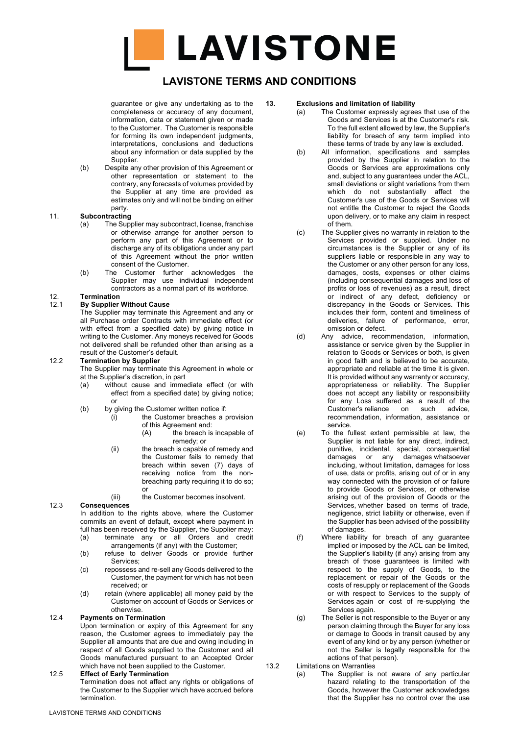guarantee or give any undertaking as to the completeness or accuracy of any document, information, data or statement given or made to the Customer. The Customer is responsible for forming its own independent judgments, interpretations, conclusions and deductions about any information or data supplied by the Supplier.

(b) Despite any other provision of this Agreement or other representation or statement to the contrary, any forecasts of volumes provided by the Supplier at any time are provided as estimates only and will not be binding on either party.

## 11. Subcontracting

(a) The Supplier may subcontract, license, franchise or otherwise arrange for another person to perform any part of this Agreement or to discharge any of its obligations under any part of this Agreement without the prior written consent of the Customer.

(b) The Customer further acknowledges the Supplier may use individual independent contractors as a normal part of its workforce.

## 12. Termination

### 12.1 By Supplier Without Cause

The Supplier may terminate this Agreement and any or all Purchase order Contracts with immediate effect (or with effect from a specified date) by giving notice in writing to the Customer. Any moneys received for Goods not delivered shall be refunded other than arising as a result of the Customer's default.

### 12.2 Termination by Supplier

The Supplier may terminate this Agreement in whole or at the Supplier's discretion, in part

(a) without cause and immediate effect (or with effect from a specified date) by giving notice; or

(b) by giving the Customer written notice if:

(i) the Customer breaches a provision of this Agreement and:

(A) the breach is incapable of remedy; or

(ii) the breach is capable of remedy and the Customer fails to remedy that breach within seven (7) days of receiving notice from the non-breaching party requiring it to do so; or

(iii) the Customer becomes insolvent.

### 12.3 Consequences

In addition to the rights above, where the Customer commits an event of default, except where payment in full has been received by the Supplier, the Supplier may:

(a) terminate any or all Orders and credit arrangements (if any) with the Customer;

(b) refuse to deliver Goods or provide further Services;

(c) repossess and re-sell any Goods delivered to the Customer, the payment for which has not been received; or

(d) retain (where applicable) all money paid by the Customer on account of Goods or Services or otherwise.

### 12.4 Payments on Termination

Upon termination or expiry of this Agreement for any reason, the Customer agrees to immediately pay the Supplier all amounts that are due and owing including in respect of all Goods supplied to the Customer and all Goods manufactured pursuant to an Accepted Order which have not been supplied to the Customer.

### 12.5 Effect of Early Termination

Termination does not affect any rights or obligations of the Customer to the Supplier which have accrued before termination.

## 13. Exclusions and limitation of liability

(a) The Customer expressly agrees that use of the Goods and Services is at the Customer's risk. To the full extent allowed by law, the Supplier's liability for breach of any term implied into these terms of trade by any law is excluded.

(b) All information, specifications and samples provided by the Supplier in relation to the Goods or Services are approximations only and, subject to any guarantees under the ACL, small deviations or slight variations from them which do not substantially affect the Customer's use of the Goods or Services will not entitle the Customer to reject the Goods upon delivery, or to make any claim in respect of them.

(c) The Supplier gives no warranty in relation to the Services provided or supplied. Under no circumstances is the Supplier or any of its suppliers liable or responsible in any way to the Customer or any other person for any loss, damages, costs, expenses or other claims (including consequential damages and loss of profits or loss of revenues) as a result, direct or indirect of any defect, deficiency or discrepancy in the Goods or Services. This includes their form, content and timeliness of deliveries, failure of performance, error, omission or defect.

(d) Any advice, recommendation, information, assistance or service given by the Supplier in relation to Goods or Services or both, is given in good faith and is believed to be accurate, appropriate and reliable at the time it is given. It is provided without any warranty or accuracy, appropriateness or reliability. The Supplier does not accept any liability or responsibility for any Loss suffered as a result of the Customer's reliance on such advice, recommendation, information, assistance or service.

(e) To the fullest extent permissible at law, the Supplier is not liable for any direct, indirect, punitive, incidental, special, consequential damages or any damages whatsoever including, without limitation, damages for loss of use, data or profits, arising out of or in any way connected with the provision of or failure to provide Goods or Services, or otherwise arising out of the provision of Goods or the Services, whether based on terms of trade, negligence, strict liability or otherwise, even if the Supplier has been advised of the possibility of damages.

(f) Where liability for breach of any guarantee implied or imposed by the ACL can be limited, the Supplier's liability (if any) arising from any breach of those guarantees is limited with respect to the supply of Goods, to the replacement or repair of the Goods or the costs of resupply or replacement of the Goods or with respect to Services to the supply of Services again or cost of re-supplying the Services again.

(g) The Seller is not responsible to the Buyer or any person claiming through the Buyer for any loss or damage to Goods in transit caused by any event of any kind or by any person (whether or not the Seller is legally responsible for the actions of that person).

13.2 Limitations on Warranties

(a) The Supplier is not aware of any particular hazard relating to the transportation of the Goods, however the Customer acknowledges that the Supplier has no control over the use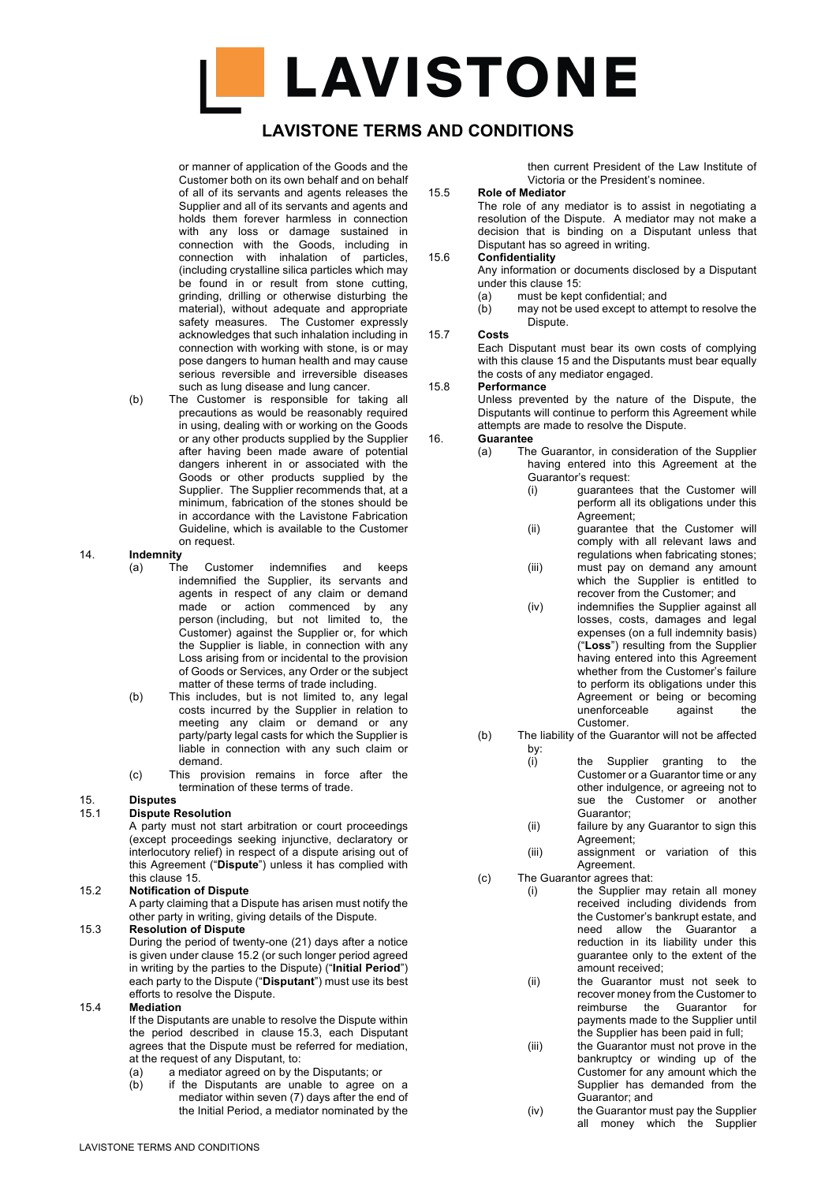or manner of application of the Goods and the Customer both on its own behalf and on behalf of all of its servants and agents releases the Supplier and all of its servants and agents and holds them forever harmless in connection with any loss or damage sustained in connection with the Goods, including in connection with inhalation of particles, (including crystalline silica particles which may be found in or result from stone cutting, grinding, drilling or otherwise disturbing the material), without adequate and appropriate safety measures. The Customer expressly acknowledges that such inhalation including in connection with working with stone, is or may pose dangers to human health and may cause serious reversible and irreversible diseases such as lung disease and lung cancer.

(b) The Customer is responsible for taking all precautions as would be reasonably required in using, dealing with or working on the Goods or any other products supplied by the Supplier after having been made aware of potential dangers inherent in or associated with the Goods or other products supplied by the Supplier. The Supplier recommends that, at a minimum, fabrication of the stones should be in accordance with the Lavistone Fabrication Guideline, which is available to the Customer on request.

## 14. Indemnity

(a) The Customer indemnifies and keeps indemnified the Supplier, its servants and agents in respect of any claim or demand made or action commenced by any person (including, but not limited to, the Customer) against the Supplier or, for which the Supplier is liable, in connection with any Loss arising from or incidental to the provision of Goods or Services, any Order or the subject matter of these terms of trade including.

(b) This includes, but is not limited to, any legal costs incurred by the Supplier in relation to meeting any claim or demand or any party/party legal casts for which the Supplier is liable in connection with any such claim or demand.

(c) This provision remains in force after the termination of these terms of trade.

## 15. Disputes

### 15.1 Dispute Resolution

A party must not start arbitration or court proceedings (except proceedings seeking injunctive, declaratory or interlocutory relief) in respect of a dispute arising out of this Agreement ("**Dispute**") unless it has complied with this clause 15.

### 15.2 Notification of Dispute

A party claiming that a Dispute has arisen must notify the other party in writing, giving details of the Dispute.

### 15.3 Resolution of Dispute

During the period of twenty-one (21) days after a notice is given under clause 15.2 (or such longer period agreed in writing by the parties to the Dispute) ("**Initial Period**") each party to the Dispute ("**Disputant**") must use its best efforts to resolve the Dispute.

### 15.4 Mediation

If the Disputants are unable to resolve the Dispute within the period described in clause 15.3, each Disputant agrees that the Dispute must be referred for mediation, at the request of any Disputant, to:

(a) a mediator agreed on by the Disputants; or

(b) if the Disputants are unable to agree on a mediator within seven (7) days after the end of the Initial Period, a mediator nominated by the then current President of the Law Institute of Victoria or the President's nominee.

### 15.5 Role of Mediator

The role of any mediator is to assist in negotiating a resolution of the Dispute. A mediator may not make a decision that is binding on a Disputant unless that Disputant has so agreed in writing.

### 15.6 Confidentiality

Any information or documents disclosed by a Disputant under this clause 15:

(a) must be kept confidential; and

(b) may not be used except to attempt to resolve the Dispute.

### 15.7 Costs

Each Disputant must bear its own costs of complying with this clause 15 and the Disputants must bear equally the costs of any mediator engaged.

### 15.8 Performance

Unless prevented by the nature of the Dispute, the Disputants will continue to perform this Agreement while attempts are made to resolve the Dispute.

## 16. Guarantee

(a) The Guarantor, in consideration of the Supplier having entered into this Agreement at the Guarantor's request:

  (i) guarantees that the Customer will perform all its obligations under this Agreement;

  (ii) guarantee that the Customer will comply with all relevant laws and regulations when fabricating stones;

  (iii) must pay on demand any amount which the Supplier is entitled to recover from the Customer; and

  (iv) indemnifies the Supplier against all losses, costs, damages and legal expenses (on a full indemnity basis) ("**Loss**") resulting from the Supplier having entered into this Agreement whether from the Customer's failure to perform its obligations under this Agreement or being or becoming unenforceable against the Customer.

(b) The liability of the Guarantor will not be affected by:

  (i) the Supplier granting to the Customer or a Guarantor time or any other indulgence, or agreeing not to sue the Customer or another Guarantor;

  (ii) failure by any Guarantor to sign this Agreement;

  (iii) assignment or variation of this Agreement.

(c) The Guarantor agrees that:

  (i) the Supplier may retain all money received including dividends from the Customer's bankrupt estate, and need allow the Guarantor a reduction in its liability under this guarantee only to the extent of the amount received;

  (ii) the Guarantor must not seek to recover money from the Customer to reimburse the Guarantor for payments made to the Supplier until the Supplier has been paid in full;

  (iii) the Guarantor must not prove in the bankruptcy or winding up of the Customer for any amount which the Supplier has demanded from the Guarantor; and

  (iv) the Guarantor must pay the Supplier all money which the Supplier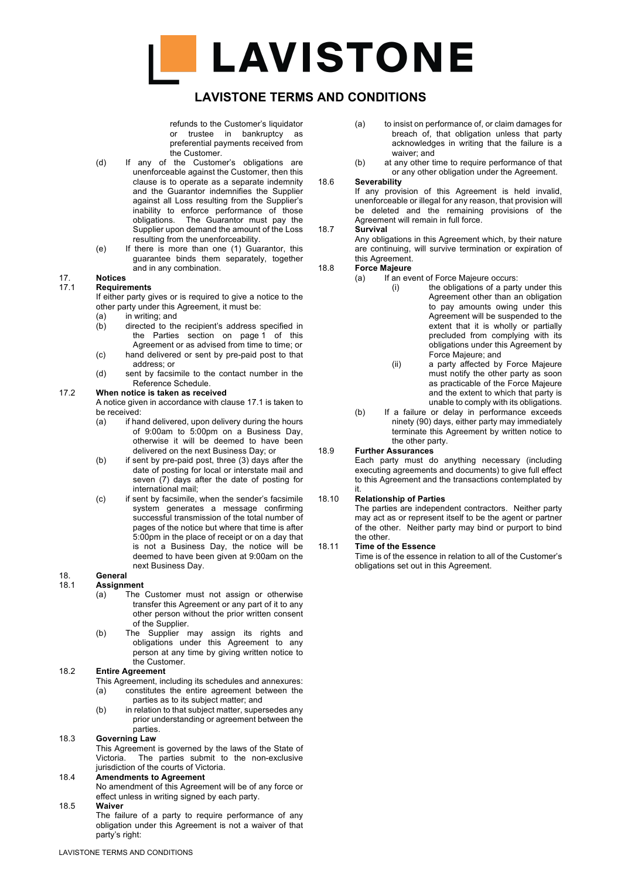# LAVISTONE

## LAVISTONE TERMS AND CONDITIONS

refunds to the Customer's liquidator or trustee in bankruptcy as preferential payments received from the Customer.

(d) If any of the Customer's obligations are unenforceable against the Customer, then this clause is to operate as a separate indemnity and the Guarantor indemnifies the Supplier against all Loss resulting from the Supplier's inability to enforce performance of those obligations. The Guarantor must pay the Supplier upon demand the amount of the Loss resulting from the unenforceability.

(e) If there is more than one (1) Guarantor, this guarantee binds them separately, together and in any combination.

**17. Notices**

**17.1 Requirements**

If either party gives or is required to give a notice to the other party under this Agreement, it must be:

(a) in writing; and

(b) directed to the recipient's address specified in the Parties section on page 1 of this Agreement or as advised from time to time; or

(c) hand delivered or sent by pre-paid post to that address; or

(d) sent by facsimile to the contact number in the Reference Schedule.

**17.2 When notice is taken as received**

A notice given in accordance with clause 17.1 is taken to be received:

(a) if hand delivered, upon delivery during the hours of 9:00am to 5:00pm on a Business Day, otherwise it will be deemed to have been delivered on the next Business Day; or

(b) if sent by pre-paid post, three (3) days after the date of posting for local or interstate mail and seven (7) days after the date of posting for international mail;

(c) if sent by facsimile, when the sender's facsimile system generates a message confirming successful transmission of the total number of pages of the notice but where that time is after 5:00pm in the place of receipt or on a day that is not a Business Day, the notice will be deemed to have been given at 9:00am on the next Business Day.

**18. General**

**18.1 Assignment**

(a) The Customer must not assign or otherwise transfer this Agreement or any part of it to any other person without the prior written consent of the Supplier.

(b) The Supplier may assign its rights and obligations under this Agreement to any person at any time by giving written notice to the Customer.

**18.2 Entire Agreement**

This Agreement, including its schedules and annexures:

(a) constitutes the entire agreement between the parties as to its subject matter; and

(b) in relation to that subject matter, supersedes any prior understanding or agreement between the parties.

**18.3 Governing Law**

This Agreement is governed by the laws of the State of Victoria. The parties submit to the non-exclusive jurisdiction of the courts of Victoria.

**18.4 Amendments to Agreement**

No amendment of this Agreement will be of any force or effect unless in writing signed by each party.

**18.5 Waiver**

The failure of a party to require performance of any obligation under this Agreement is not a waiver of that party's right:

(a) to insist on performance of, or claim damages for breach of, that obligation unless that party acknowledges in writing that the failure is a waiver; and

(b) at any other time to require performance of that or any other obligation under the Agreement.

**18.6 Severability**

If any provision of this Agreement is held invalid, unenforceable or illegal for any reason, that provision will be deleted and the remaining provisions of the Agreement will remain in full force.

**18.7 Survival**

Any obligations in this Agreement which, by their nature are continuing, will survive termination or expiration of this Agreement.

**18.8 Force Majeure**

(a) If an event of Force Majeure occurs:

(i) the obligations of a party under this Agreement other than an obligation to pay amounts owing under this Agreement will be suspended to the extent that it is wholly or partially precluded from complying with its obligations under this Agreement by Force Majeure; and

(ii) a party affected by Force Majeure must notify the other party as soon as practicable of the Force Majeure and the extent to which that party is unable to comply with its obligations.

(b) If a failure or delay in performance exceeds ninety (90) days, either party may immediately terminate this Agreement by written notice to the other party.

**18.9 Further Assurances**

Each party must do anything necessary (including executing agreements and documents) to give full effect to this Agreement and the transactions contemplated by it.

**18.10 Relationship of Parties**

The parties are independent contractors. Neither party may act as or represent itself to be the agent or partner of the other. Neither party may bind or purport to bind the other.

**18.11 Time of the Essence**

Time is of the essence in relation to all of the Customer's obligations set out in this Agreement.